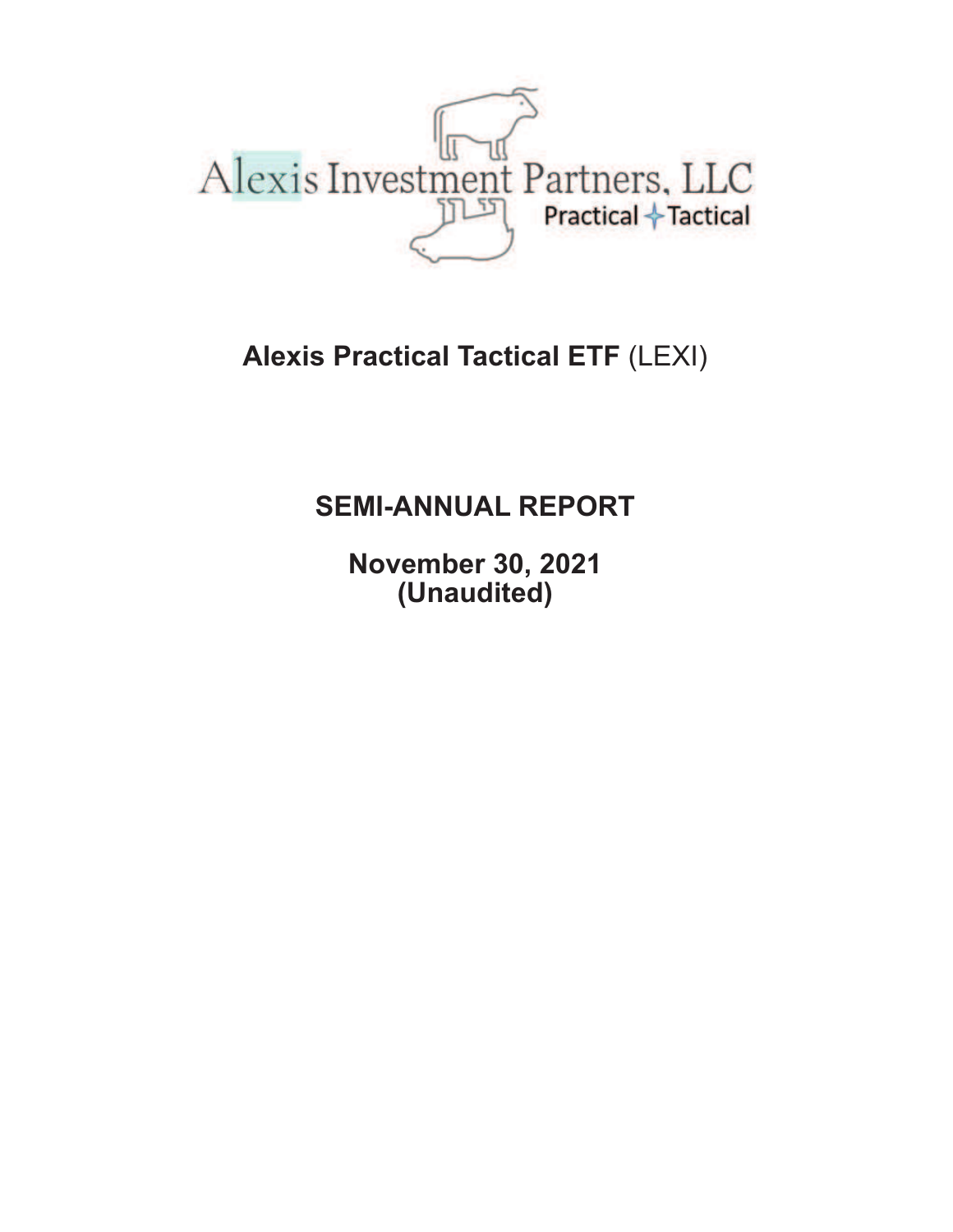Alexis Investment Partners, LLC

Practical + Tactical

# Alexis Practical Tactical ETF (LEXI)

## SEMI-ANNUAL REPORT

**November 30, 2021**
**(Unaudited)**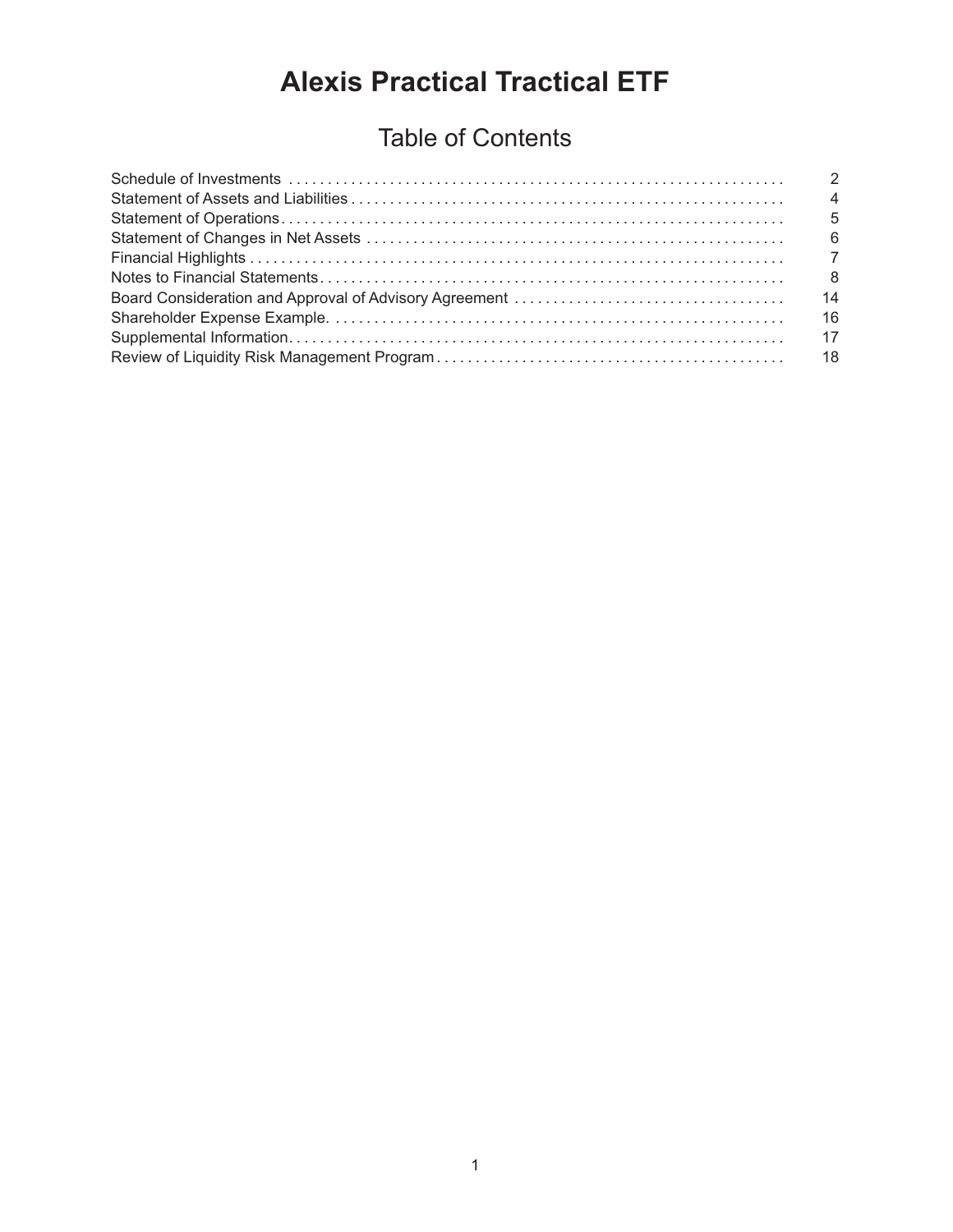# Alexis Practical Tractical ETF

## Table of Contents

| | |
|---|---|
| Schedule of Investments | 2 |
| Statement of Assets and Liabilities | 4 |
| Statement of Operations | 5 |
| Statement of Changes in Net Assets | 6 |
| Financial Highlights | 7 |
| Notes to Financial Statements | 8 |
| Board Consideration and Approval of Advisory Agreement | 14 |
| Shareholder Expense Example | 16 |
| Supplemental Information | 17 |
| Review of Liquidity Risk Management Program | 18 |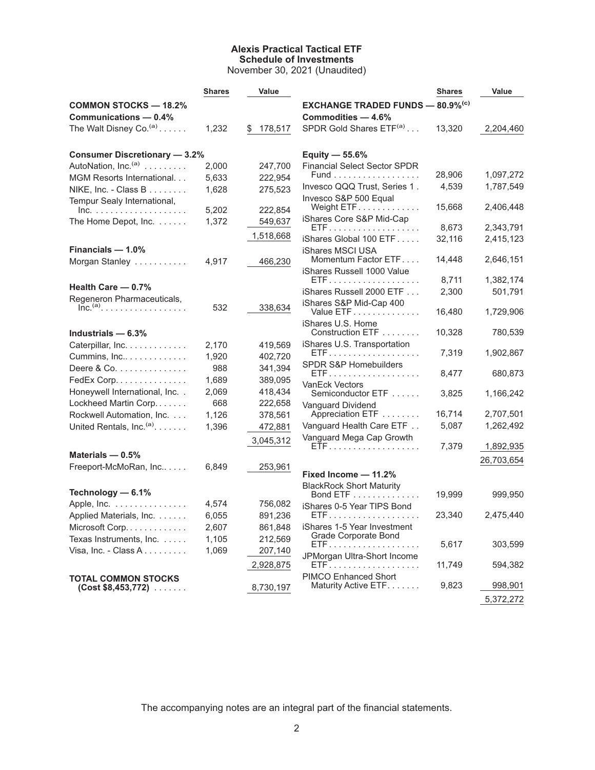# Alexis Practical Tactical ETF

## Schedule of Investments

November 30, 2021 (Unaudited)

| | Shares | Value |
|---|---|---|
| **COMMON STOCKS — 18.2%** | | |
| **Communications — 0.4%** | | |
| The Walt Disney Co.[(a)] | 1,232 | $ 178,517 |
| **Consumer Discretionary — 3.2%** | | |
| AutoNation, Inc.[(a)] | 2,000 | 247,700 |
| MGM Resorts International. | 5,633 | 222,954 |
| NIKE, Inc. - Class B | 1,628 | 275,523 |
| Tempur Sealy International, Inc. | 5,202 | 222,854 |
| The Home Depot, Inc. | 1,372 | 549,637 |
| | | 1,518,668 |
| **Financials — 1.0%** | | |
| Morgan Stanley | 4,917 | 466,230 |
| **Health Care — 0.7%** | | |
| Regeneron Pharmaceuticals, Inc.[(a)] | 532 | 338,634 |
| **Industrials — 6.3%** | | |
| Caterpillar, Inc. | 2,170 | 419,569 |
| Cummins, Inc. | 1,920 | 402,720 |
| Deere & Co. | 988 | 341,394 |
| FedEx Corp. | 1,689 | 389,095 |
| Honeywell International, Inc. | 2,069 | 418,434 |
| Lockheed Martin Corp. | 668 | 222,658 |
| Rockwell Automation, Inc. | 1,126 | 378,561 |
| United Rentals, Inc.[(a)] | 1,396 | 472,881 |
| | | 3,045,312 |
| **Materials — 0.5%** | | |
| Freeport-McMoRan, Inc. | 6,849 | 253,961 |
| **Technology — 6.1%** | | |
| Apple, Inc. | 4,574 | 756,082 |
| Applied Materials, Inc. | 6,055 | 891,236 |
| Microsoft Corp. | 2,607 | 861,848 |
| Texas Instruments, Inc. | 1,105 | 212,569 |
| Visa, Inc. - Class A | 1,069 | 207,140 |
| | | 2,928,875 |
| **TOTAL COMMON STOCKS (Cost $8,453,772)** | | 8,730,197 |

| | Shares | Value |
|---|---|---|
| **EXCHANGE TRADED FUNDS — 80.9%[(c)]** | | |
| **Commodities — 4.6%** | | |
| SPDR Gold Shares ETF[(a)] | 13,320 | 2,204,460 |
| **Equity — 55.6%** | | |
| Financial Select Sector SPDR Fund | 28,906 | 1,097,272 |
| Invesco QQQ Trust, Series 1 | 4,539 | 1,787,549 |
| Invesco S&P 500 Equal Weight ETF | 15,668 | 2,406,448 |
| iShares Core S&P Mid-Cap ETF | 8,673 | 2,343,791 |
| iShares Global 100 ETF | 32,116 | 2,415,123 |
| iShares MSCI USA Momentum Factor ETF | 14,448 | 2,646,151 |
| iShares Russell 1000 Value ETF | 8,711 | 1,382,174 |
| iShares Russell 2000 ETF | 2,300 | 501,791 |
| iShares S&P Mid-Cap 400 Value ETF | 16,480 | 1,729,906 |
| iShares U.S. Home Construction ETF | 10,328 | 780,539 |
| iShares U.S. Transportation ETF | 7,319 | 1,902,867 |
| SPDR S&P Homebuilders ETF | 8,477 | 680,873 |
| VanEck Vectors Semiconductor ETF | 3,825 | 1,166,242 |
| Vanguard Dividend Appreciation ETF | 16,714 | 2,707,501 |
| Vanguard Health Care ETF | 5,087 | 1,262,492 |
| Vanguard Mega Cap Growth ETF | 7,379 | 1,892,935 |
| | | 26,703,654 |
| **Fixed Income — 11.2%** | | |
| BlackRock Short Maturity Bond ETF | 19,999 | 999,950 |
| iShares 0-5 Year TIPS Bond ETF | 23,340 | 2,475,440 |
| iShares 1-5 Year Investment Grade Corporate Bond ETF | 5,617 | 303,599 |
| JPMorgan Ultra-Short Income ETF | 11,749 | 594,382 |
| PIMCO Enhanced Short Maturity Active ETF | 9,823 | 998,901 |
| | | 5,372,272 |

The accompanying notes are an integral part of the financial statements.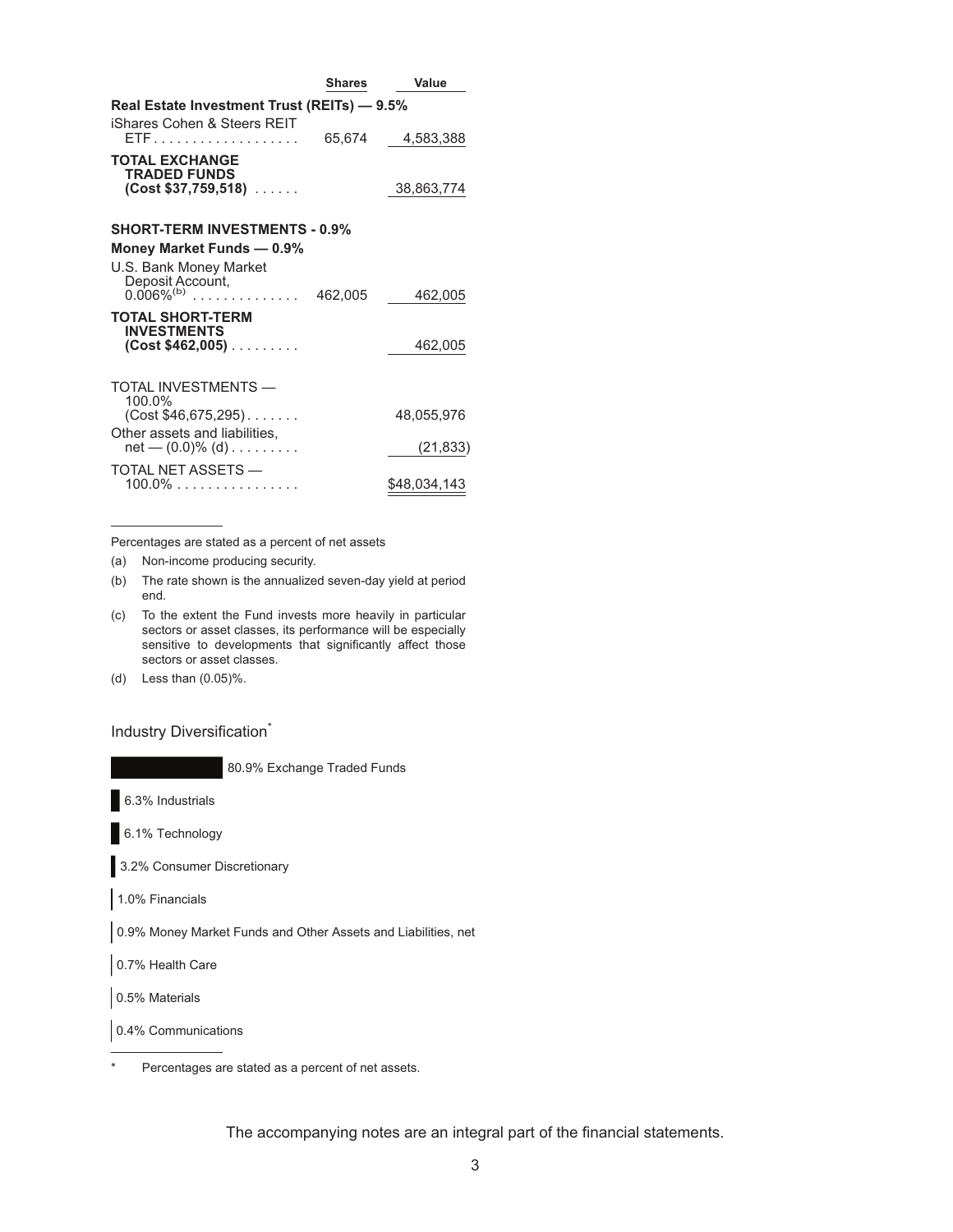| | Shares | Value |
|---|---|---|
| **Real Estate Investment Trust (REITs) — 9.5%** | | |
| iShares Cohen & Steers REIT ETF | 65,674 | 4,583,388 |
| **TOTAL EXCHANGE TRADED FUNDS (Cost $37,759,518)** | | 38,863,774 |
| **SHORT-TERM INVESTMENTS - 0.9%** | | |
| **Money Market Funds — 0.9%** | | |
| U.S. Bank Money Market Deposit Account, 0.006%(b) | 462,005 | 462,005 |
| **TOTAL SHORT-TERM INVESTMENTS (Cost $462,005)** | | 462,005 |
| TOTAL INVESTMENTS — 100.0% (Cost $46,675,295) | | 48,055,976 |
| Other assets and liabilities, net — (0.0)% (d) | | (21,833) |
| TOTAL NET ASSETS — 100.0% | | $48,034,143 |

Percentages are stated as a percent of net assets

(a) Non-income producing security.

(b) The rate shown is the annualized seven-day yield at period end.

(c) To the extent the Fund invests more heavily in particular sectors or asset classes, its performance will be especially sensitive to developments that significantly affect those sectors or asset classes.

(d) Less than (0.05)%.

Industry Diversification*

- 80.9% Exchange Traded Funds
- 6.3% Industrials
- 6.1% Technology
- 3.2% Consumer Discretionary
- 1.0% Financials
- 0.9% Money Market Funds and Other Assets and Liabilities, net
- 0.7% Health Care
- 0.5% Materials
- 0.4% Communications

\* Percentages are stated as a percent of net assets.

The accompanying notes are an integral part of the financial statements.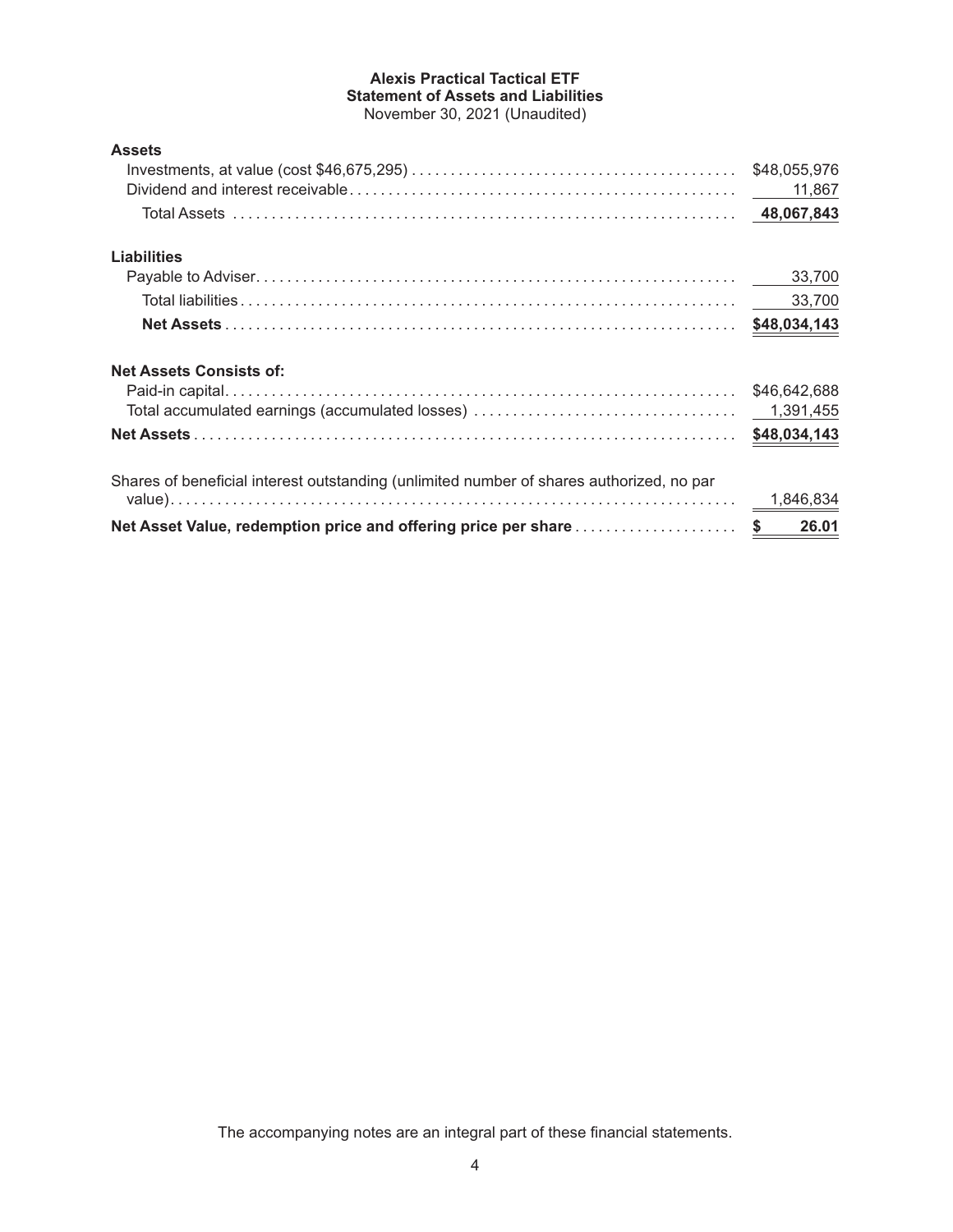# Alexis Practical Tactical ETF
## Statement of Assets and Liabilities
November 30, 2021 (Unaudited)

| | |
|---|---|
| **Assets** | |
| Investments, at value (cost $46,675,295) | $48,055,976 |
| Dividend and interest receivable | 11,867 |
| Total Assets | 48,067,843 |
| | |
| **Liabilities** | |
| Payable to Adviser | 33,700 |
| Total liabilities | 33,700 |
| **Net Assets** | **$48,034,143** |
| | |
| **Net Assets Consists of:** | |
| Paid-in capital | $46,642,688 |
| Total accumulated earnings (accumulated losses) | 1,391,455 |
| **Net Assets** | **$48,034,143** |
| | |
| Shares of beneficial interest outstanding (unlimited number of shares authorized, no par value) | 1,846,834 |
| **Net Asset Value, redemption price and offering price per share** | **$ 26.01** |

The accompanying notes are an integral part of these financial statements.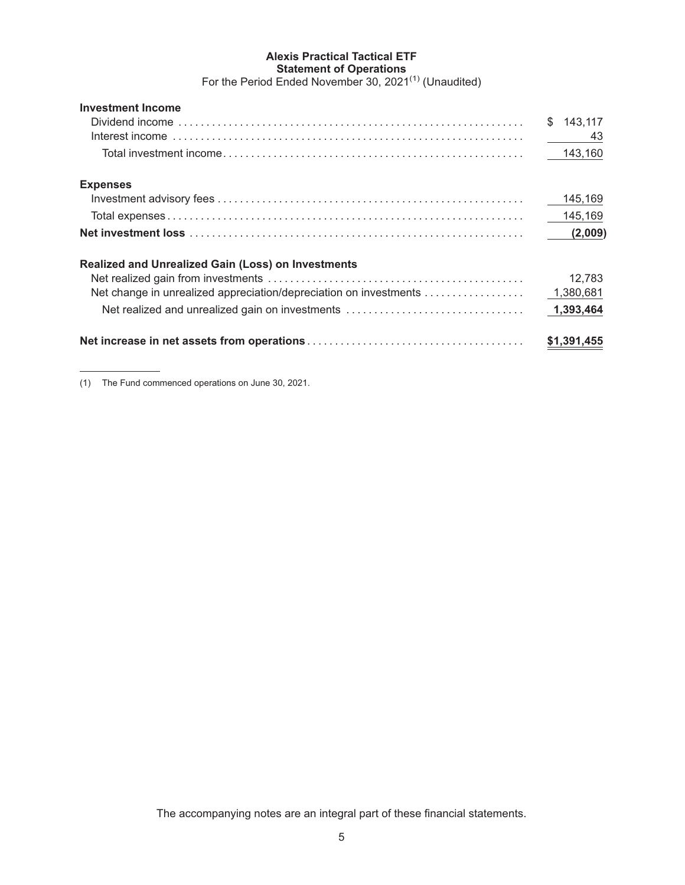**Alexis Practical Tactical ETF**
**Statement of Operations**
For the Period Ended November 30, 2021[1] (Unaudited)

| | |
|---|---|
| **Investment Income** | |
| Dividend income | $ 143,117 |
| Interest income | 43 |
| Total investment income | 143,160 |
| **Expenses** | |
| Investment advisory fees | 145,169 |
| Total expenses | 145,169 |
| **Net investment loss** | **(2,009)** |
| **Realized and Unrealized Gain (Loss) on Investments** | |
| Net realized gain from investments | 12,783 |
| Net change in unrealized appreciation/depreciation on investments | 1,380,681 |
| Net realized and unrealized gain on investments | **1,393,464** |
| **Net increase in net assets from operations** | **$1,391,455** |

(1) The Fund commenced operations on June 30, 2021.

The accompanying notes are an integral part of these financial statements.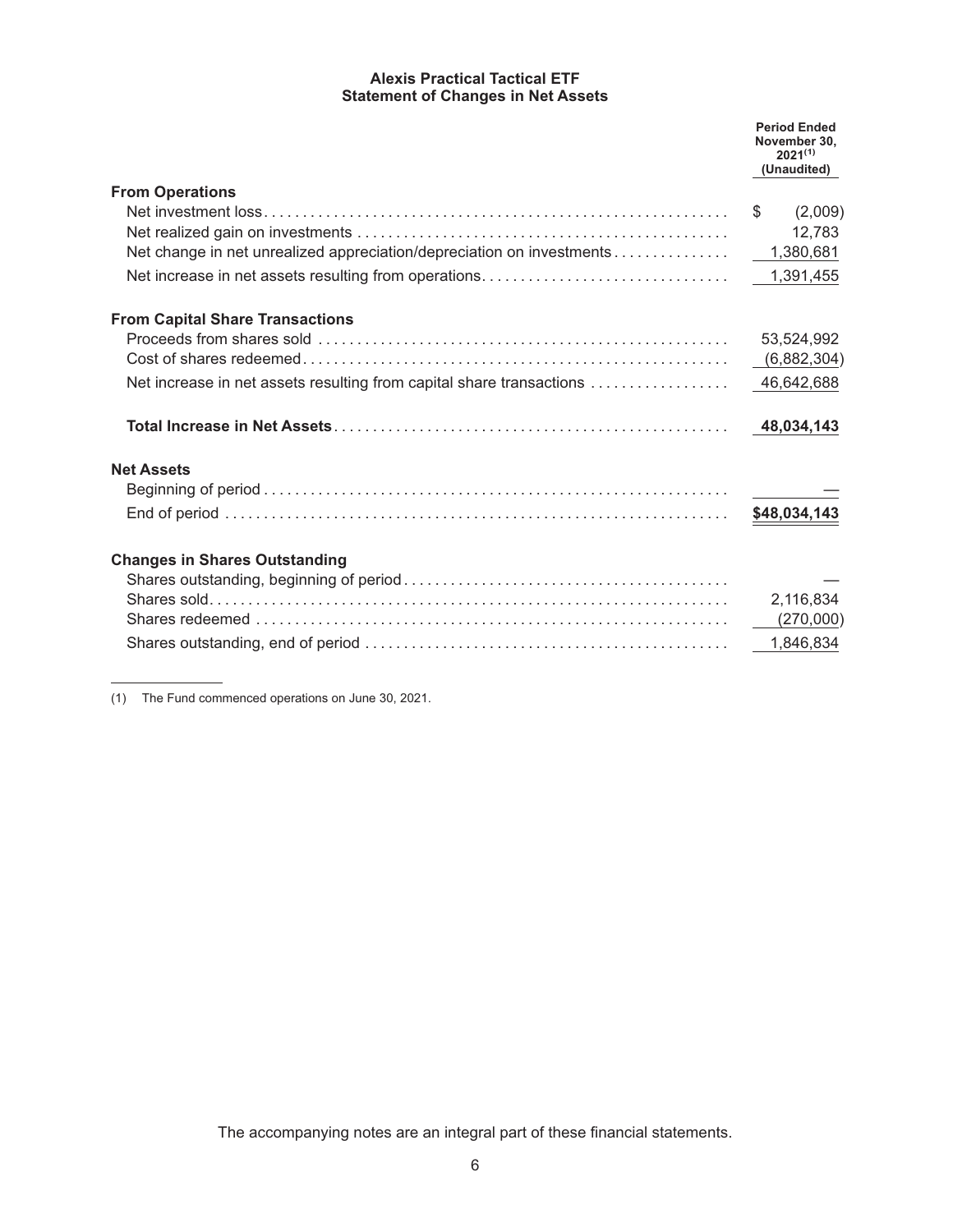# Alexis Practical Tactical ETF
## Statement of Changes in Net Assets

| | Period Ended November 30, 2021[1] (Unaudited) |
|---|---|
| **From Operations** | |
| Net investment loss | $ (2,009) |
| Net realized gain on investments | 12,783 |
| Net change in net unrealized appreciation/depreciation on investments | 1,380,681 |
| Net increase in net assets resulting from operations | 1,391,455 |
| **From Capital Share Transactions** | |
| Proceeds from shares sold | 53,524,992 |
| Cost of shares redeemed | (6,882,304) |
| Net increase in net assets resulting from capital share transactions | 46,642,688 |
| **Total Increase in Net Assets** | **48,034,143** |
| **Net Assets** | |
| Beginning of period | — |
| End of period | **$48,034,143** |
| **Changes in Shares Outstanding** | |
| Shares outstanding, beginning of period | — |
| Shares sold | 2,116,834 |
| Shares redeemed | (270,000) |
| Shares outstanding, end of period | 1,846,834 |

(1) The Fund commenced operations on June 30, 2021.

The accompanying notes are an integral part of these financial statements.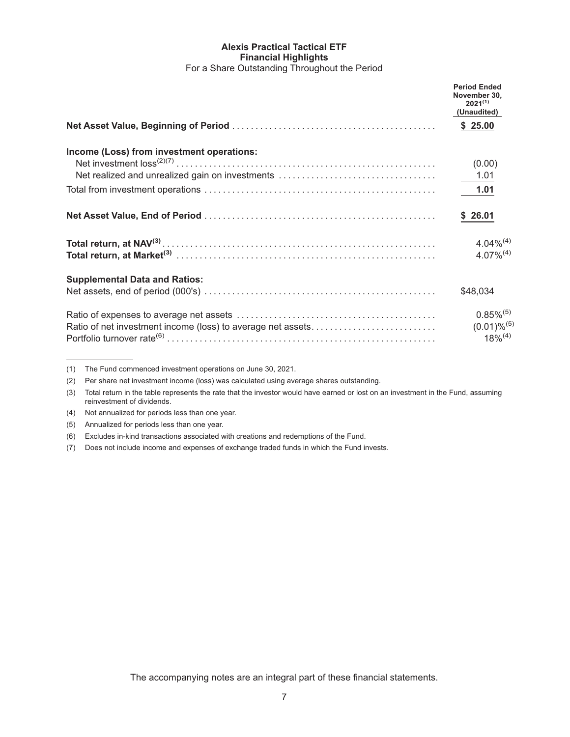**Alexis Practical Tactical ETF**
**Financial Highlights**
For a Share Outstanding Throughout the Period

| | Period Ended November 30, 2021[1] (Unaudited) |
|---|---|
| **Net Asset Value, Beginning of Period** | **$ 25.00** |
| **Income (Loss) from investment operations:** | |
| Net investment loss[2][7] | (0.00) |
| Net realized and unrealized gain on investments | 1.01 |
| Total from investment operations | **1.01** |
| **Net Asset Value, End of Period** | **$ 26.01** |
| **Total return, at NAV[3]** | 4.04%[4] |
| **Total return, at Market[3]** | 4.07%[4] |
| **Supplemental Data and Ratios:** | |
| Net assets, end of period (000's) | $48,034 |
| Ratio of expenses to average net assets | 0.85%[5] |
| Ratio of net investment income (loss) to average net assets | (0.01)%[5] |
| Portfolio turnover rate[6] | 18%[4] |

(1) The Fund commenced investment operations on June 30, 2021.

(2) Per share net investment income (loss) was calculated using average shares outstanding.

(3) Total return in the table represents the rate that the investor would have earned or lost on an investment in the Fund, assuming reinvestment of dividends.

(4) Not annualized for periods less than one year.

(5) Annualized for periods less than one year.

(6) Excludes in-kind transactions associated with creations and redemptions of the Fund.

(7) Does not include income and expenses of exchange traded funds in which the Fund invests.

The accompanying notes are an integral part of these financial statements.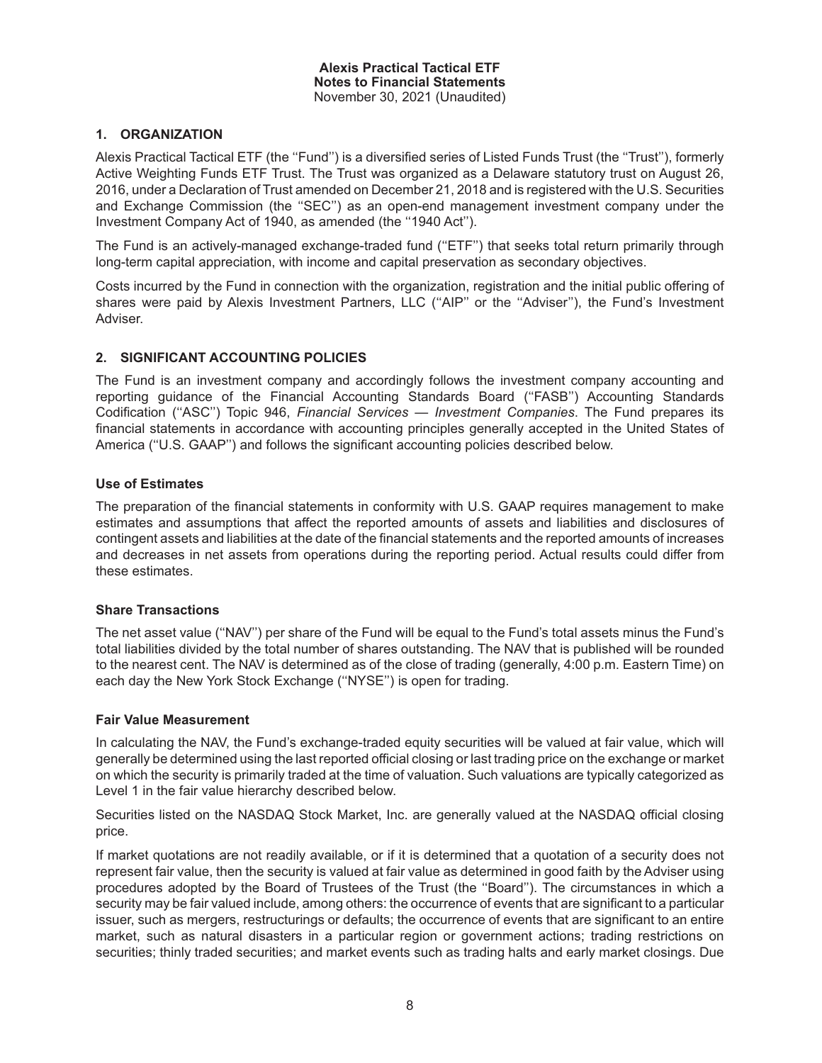**Alexis Practical Tactical ETF**
**Notes to Financial Statements**
November 30, 2021 (Unaudited)

## 1. ORGANIZATION

Alexis Practical Tactical ETF (the ''Fund'') is a diversified series of Listed Funds Trust (the ''Trust''), formerly Active Weighting Funds ETF Trust. The Trust was organized as a Delaware statutory trust on August 26, 2016, under a Declaration of Trust amended on December 21, 2018 and is registered with the U.S. Securities and Exchange Commission (the ''SEC'') as an open-end management investment company under the Investment Company Act of 1940, as amended (the ''1940 Act'').

The Fund is an actively-managed exchange-traded fund (''ETF'') that seeks total return primarily through long-term capital appreciation, with income and capital preservation as secondary objectives.

Costs incurred by the Fund in connection with the organization, registration and the initial public offering of shares were paid by Alexis Investment Partners, LLC (''AIP'' or the ''Adviser''), the Fund's Investment Adviser.

## 2. SIGNIFICANT ACCOUNTING POLICIES

The Fund is an investment company and accordingly follows the investment company accounting and reporting guidance of the Financial Accounting Standards Board (''FASB'') Accounting Standards Codification (''ASC'') Topic 946, *Financial Services — Investment Companies*. The Fund prepares its financial statements in accordance with accounting principles generally accepted in the United States of America (''U.S. GAAP'') and follows the significant accounting policies described below.

### Use of Estimates

The preparation of the financial statements in conformity with U.S. GAAP requires management to make estimates and assumptions that affect the reported amounts of assets and liabilities and disclosures of contingent assets and liabilities at the date of the financial statements and the reported amounts of increases and decreases in net assets from operations during the reporting period. Actual results could differ from these estimates.

### Share Transactions

The net asset value (''NAV'') per share of the Fund will be equal to the Fund's total assets minus the Fund's total liabilities divided by the total number of shares outstanding. The NAV that is published will be rounded to the nearest cent. The NAV is determined as of the close of trading (generally, 4:00 p.m. Eastern Time) on each day the New York Stock Exchange (''NYSE'') is open for trading.

### Fair Value Measurement

In calculating the NAV, the Fund's exchange-traded equity securities will be valued at fair value, which will generally be determined using the last reported official closing or last trading price on the exchange or market on which the security is primarily traded at the time of valuation. Such valuations are typically categorized as Level 1 in the fair value hierarchy described below.

Securities listed on the NASDAQ Stock Market, Inc. are generally valued at the NASDAQ official closing price.

If market quotations are not readily available, or if it is determined that a quotation of a security does not represent fair value, then the security is valued at fair value as determined in good faith by the Adviser using procedures adopted by the Board of Trustees of the Trust (the ''Board''). The circumstances in which a security may be fair valued include, among others: the occurrence of events that are significant to a particular issuer, such as mergers, restructurings or defaults; the occurrence of events that are significant to an entire market, such as natural disasters in a particular region or government actions; trading restrictions on securities; thinly traded securities; and market events such as trading halts and early market closings. Due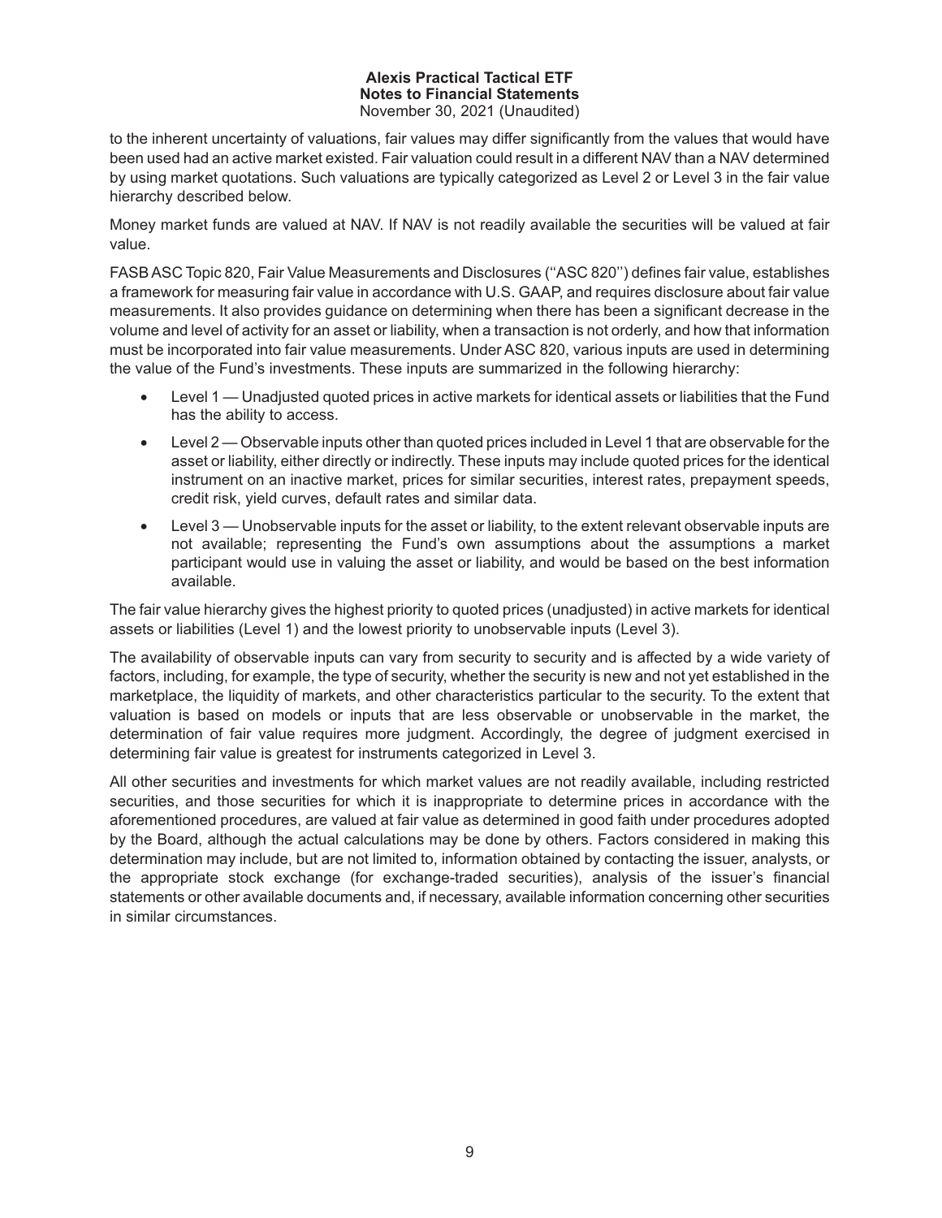to the inherent uncertainty of valuations, fair values may differ significantly from the values that would have been used had an active market existed. Fair valuation could result in a different NAV than a NAV determined by using market quotations. Such valuations are typically categorized as Level 2 or Level 3 in the fair value hierarchy described below.

Money market funds are valued at NAV. If NAV is not readily available the securities will be valued at fair value.

FASB ASC Topic 820, Fair Value Measurements and Disclosures (''ASC 820'') defines fair value, establishes a framework for measuring fair value in accordance with U.S. GAAP, and requires disclosure about fair value measurements. It also provides guidance on determining when there has been a significant decrease in the volume and level of activity for an asset or liability, when a transaction is not orderly, and how that information must be incorporated into fair value measurements. Under ASC 820, various inputs are used in determining the value of the Fund's investments. These inputs are summarized in the following hierarchy:

- Level 1 — Unadjusted quoted prices in active markets for identical assets or liabilities that the Fund has the ability to access.
- Level 2 — Observable inputs other than quoted prices included in Level 1 that are observable for the asset or liability, either directly or indirectly. These inputs may include quoted prices for the identical instrument on an inactive market, prices for similar securities, interest rates, prepayment speeds, credit risk, yield curves, default rates and similar data.
- Level 3 — Unobservable inputs for the asset or liability, to the extent relevant observable inputs are not available; representing the Fund's own assumptions about the assumptions a market participant would use in valuing the asset or liability, and would be based on the best information available.

The fair value hierarchy gives the highest priority to quoted prices (unadjusted) in active markets for identical assets or liabilities (Level 1) and the lowest priority to unobservable inputs (Level 3).

The availability of observable inputs can vary from security to security and is affected by a wide variety of factors, including, for example, the type of security, whether the security is new and not yet established in the marketplace, the liquidity of markets, and other characteristics particular to the security. To the extent that valuation is based on models or inputs that are less observable or unobservable in the market, the determination of fair value requires more judgment. Accordingly, the degree of judgment exercised in determining fair value is greatest for instruments categorized in Level 3.

All other securities and investments for which market values are not readily available, including restricted securities, and those securities for which it is inappropriate to determine prices in accordance with the aforementioned procedures, are valued at fair value as determined in good faith under procedures adopted by the Board, although the actual calculations may be done by others. Factors considered in making this determination may include, but are not limited to, information obtained by contacting the issuer, analysts, or the appropriate stock exchange (for exchange-traded securities), analysis of the issuer's financial statements or other available documents and, if necessary, available information concerning other securities in similar circumstances.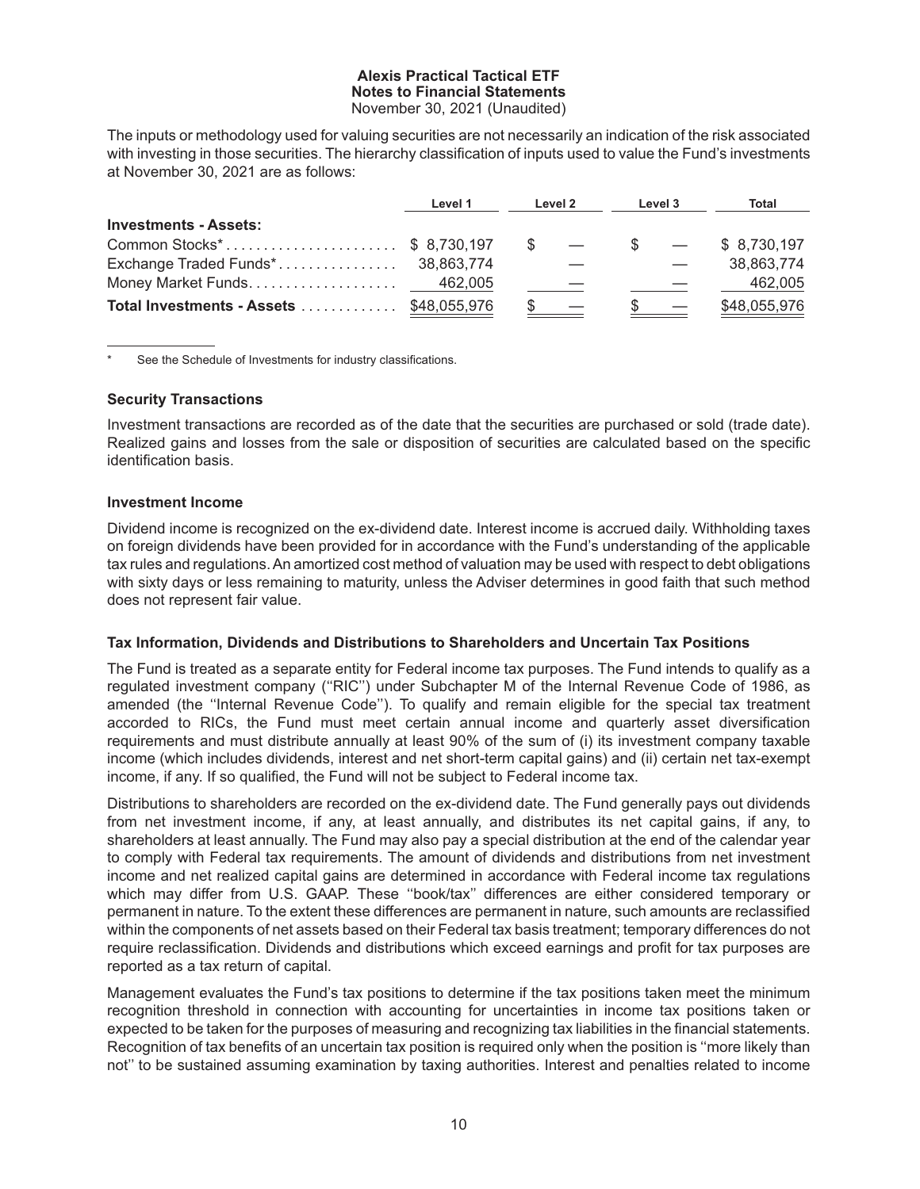The inputs or methodology used for valuing securities are not necessarily an indication of the risk associated with investing in those securities. The hierarchy classification of inputs used to value the Fund's investments at November 30, 2021 are as follows:

| | Level 1 | Level 2 | Level 3 | Total |
|---|---|---|---|---|
| **Investments - Assets:** | | | | |
| Common Stocks* | $ 8,730,197 | $ — | $ — | $ 8,730,197 |
| Exchange Traded Funds* | 38,863,774 | — | — | 38,863,774 |
| Money Market Funds | 462,005 | — | — | 462,005 |
| **Total Investments - Assets** | $48,055,976 | $ — | $ — | $48,055,976 |

\* See the Schedule of Investments for industry classifications.

### Security Transactions

Investment transactions are recorded as of the date that the securities are purchased or sold (trade date). Realized gains and losses from the sale or disposition of securities are calculated based on the specific identification basis.

### Investment Income

Dividend income is recognized on the ex-dividend date. Interest income is accrued daily. Withholding taxes on foreign dividends have been provided for in accordance with the Fund's understanding of the applicable tax rules and regulations. An amortized cost method of valuation may be used with respect to debt obligations with sixty days or less remaining to maturity, unless the Adviser determines in good faith that such method does not represent fair value.

### Tax Information, Dividends and Distributions to Shareholders and Uncertain Tax Positions

The Fund is treated as a separate entity for Federal income tax purposes. The Fund intends to qualify as a regulated investment company ("RIC") under Subchapter M of the Internal Revenue Code of 1986, as amended (the "Internal Revenue Code"). To qualify and remain eligible for the special tax treatment accorded to RICs, the Fund must meet certain annual income and quarterly asset diversification requirements and must distribute annually at least 90% of the sum of (i) its investment company taxable income (which includes dividends, interest and net short-term capital gains) and (ii) certain net tax-exempt income, if any. If so qualified, the Fund will not be subject to Federal income tax.

Distributions to shareholders are recorded on the ex-dividend date. The Fund generally pays out dividends from net investment income, if any, at least annually, and distributes its net capital gains, if any, to shareholders at least annually. The Fund may also pay a special distribution at the end of the calendar year to comply with Federal tax requirements. The amount of dividends and distributions from net investment income and net realized capital gains are determined in accordance with Federal income tax regulations which may differ from U.S. GAAP. These "book/tax" differences are either considered temporary or permanent in nature. To the extent these differences are permanent in nature, such amounts are reclassified within the components of net assets based on their Federal tax basis treatment; temporary differences do not require reclassification. Dividends and distributions which exceed earnings and profit for tax purposes are reported as a tax return of capital.

Management evaluates the Fund's tax positions to determine if the tax positions taken meet the minimum recognition threshold in connection with accounting for uncertainties in income tax positions taken or expected to be taken for the purposes of measuring and recognizing tax liabilities in the financial statements. Recognition of tax benefits of an uncertain tax position is required only when the position is "more likely than not" to be sustained assuming examination by taxing authorities. Interest and penalties related to income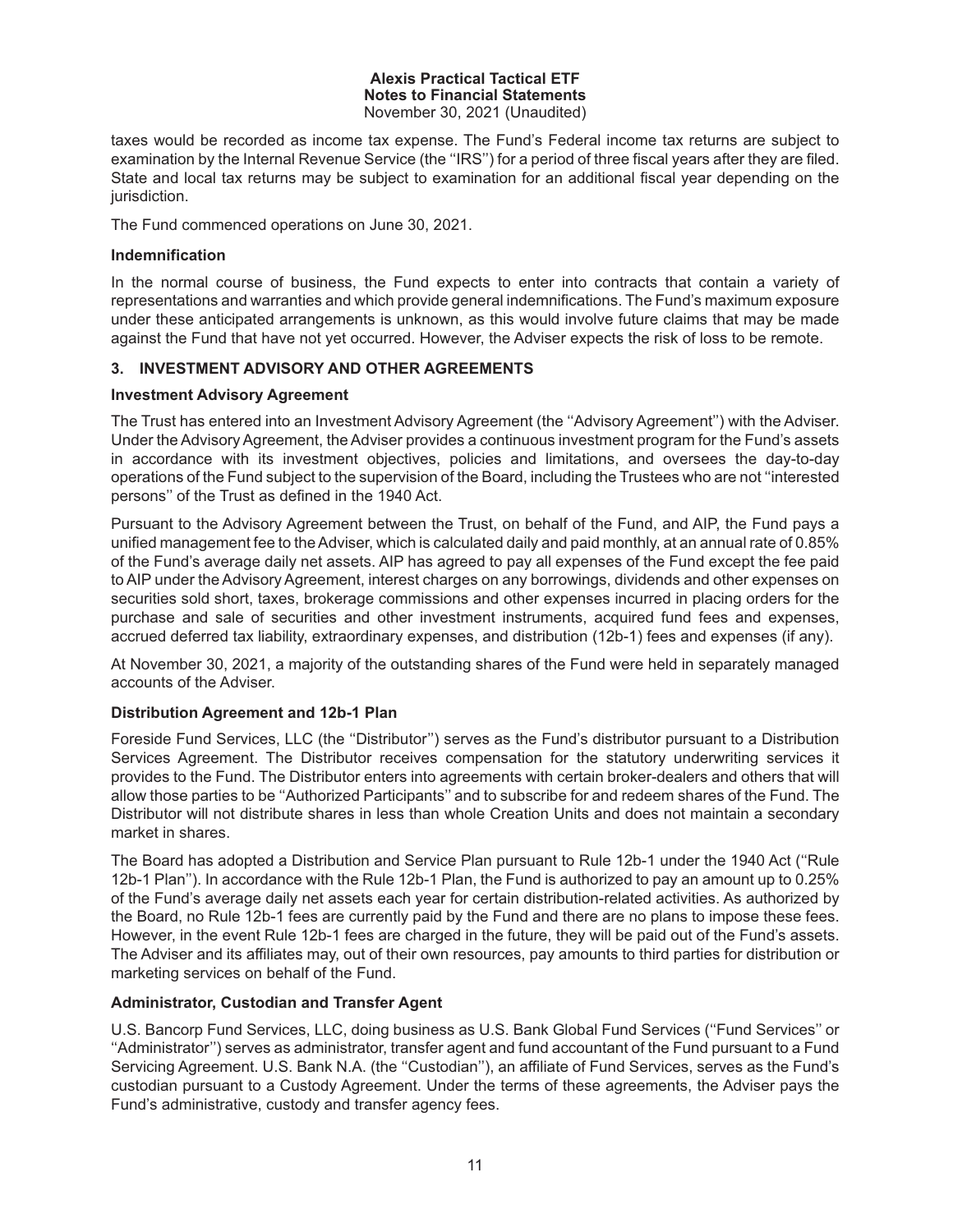taxes would be recorded as income tax expense. The Fund's Federal income tax returns are subject to examination by the Internal Revenue Service (the ''IRS'') for a period of three fiscal years after they are filed. State and local tax returns may be subject to examination for an additional fiscal year depending on the jurisdiction.

The Fund commenced operations on June 30, 2021.

**Indemnification**

In the normal course of business, the Fund expects to enter into contracts that contain a variety of representations and warranties and which provide general indemnifications. The Fund's maximum exposure under these anticipated arrangements is unknown, as this would involve future claims that may be made against the Fund that have not yet occurred. However, the Adviser expects the risk of loss to be remote.

## 3. INVESTMENT ADVISORY AND OTHER AGREEMENTS

**Investment Advisory Agreement**

The Trust has entered into an Investment Advisory Agreement (the ''Advisory Agreement'') with the Adviser. Under the Advisory Agreement, the Adviser provides a continuous investment program for the Fund's assets in accordance with its investment objectives, policies and limitations, and oversees the day-to-day operations of the Fund subject to the supervision of the Board, including the Trustees who are not ''interested persons'' of the Trust as defined in the 1940 Act.

Pursuant to the Advisory Agreement between the Trust, on behalf of the Fund, and AIP, the Fund pays a unified management fee to the Adviser, which is calculated daily and paid monthly, at an annual rate of 0.85% of the Fund's average daily net assets. AIP has agreed to pay all expenses of the Fund except the fee paid to AIP under the Advisory Agreement, interest charges on any borrowings, dividends and other expenses on securities sold short, taxes, brokerage commissions and other expenses incurred in placing orders for the purchase and sale of securities and other investment instruments, acquired fund fees and expenses, accrued deferred tax liability, extraordinary expenses, and distribution (12b-1) fees and expenses (if any).

At November 30, 2021, a majority of the outstanding shares of the Fund were held in separately managed accounts of the Adviser.

**Distribution Agreement and 12b-1 Plan**

Foreside Fund Services, LLC (the ''Distributor'') serves as the Fund's distributor pursuant to a Distribution Services Agreement. The Distributor receives compensation for the statutory underwriting services it provides to the Fund. The Distributor enters into agreements with certain broker-dealers and others that will allow those parties to be ''Authorized Participants'' and to subscribe for and redeem shares of the Fund. The Distributor will not distribute shares in less than whole Creation Units and does not maintain a secondary market in shares.

The Board has adopted a Distribution and Service Plan pursuant to Rule 12b-1 under the 1940 Act (''Rule 12b-1 Plan''). In accordance with the Rule 12b-1 Plan, the Fund is authorized to pay an amount up to 0.25% of the Fund's average daily net assets each year for certain distribution-related activities. As authorized by the Board, no Rule 12b-1 fees are currently paid by the Fund and there are no plans to impose these fees. However, in the event Rule 12b-1 fees are charged in the future, they will be paid out of the Fund's assets. The Adviser and its affiliates may, out of their own resources, pay amounts to third parties for distribution or marketing services on behalf of the Fund.

**Administrator, Custodian and Transfer Agent**

U.S. Bancorp Fund Services, LLC, doing business as U.S. Bank Global Fund Services (''Fund Services'' or ''Administrator'') serves as administrator, transfer agent and fund accountant of the Fund pursuant to a Fund Servicing Agreement. U.S. Bank N.A. (the ''Custodian''), an affiliate of Fund Services, serves as the Fund's custodian pursuant to a Custody Agreement. Under the terms of these agreements, the Adviser pays the Fund's administrative, custody and transfer agency fees.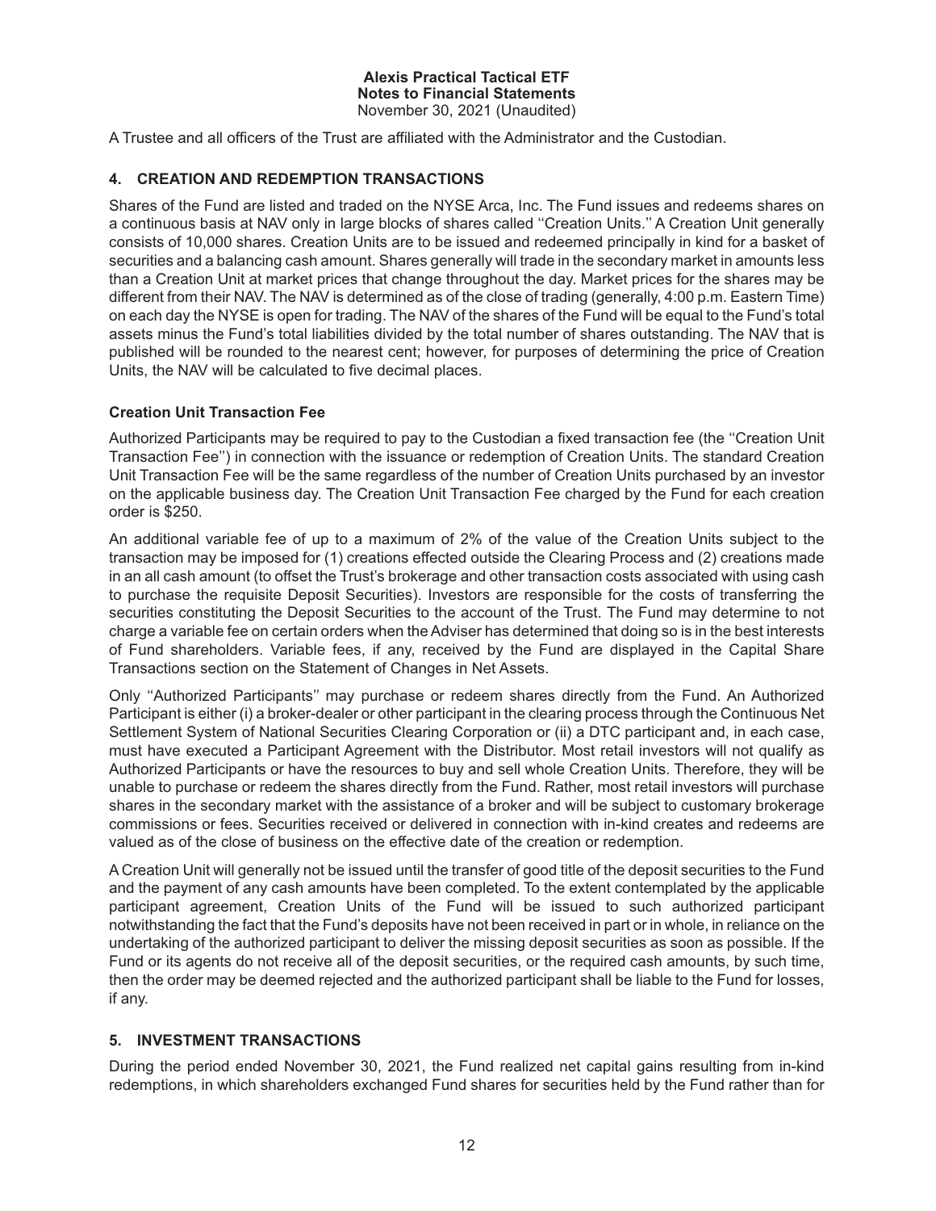A Trustee and all officers of the Trust are affiliated with the Administrator and the Custodian.

## 4. CREATION AND REDEMPTION TRANSACTIONS

Shares of the Fund are listed and traded on the NYSE Arca, Inc. The Fund issues and redeems shares on a continuous basis at NAV only in large blocks of shares called ''Creation Units.'' A Creation Unit generally consists of 10,000 shares. Creation Units are to be issued and redeemed principally in kind for a basket of securities and a balancing cash amount. Shares generally will trade in the secondary market in amounts less than a Creation Unit at market prices that change throughout the day. Market prices for the shares may be different from their NAV. The NAV is determined as of the close of trading (generally, 4:00 p.m. Eastern Time) on each day the NYSE is open for trading. The NAV of the shares of the Fund will be equal to the Fund's total assets minus the Fund's total liabilities divided by the total number of shares outstanding. The NAV that is published will be rounded to the nearest cent; however, for purposes of determining the price of Creation Units, the NAV will be calculated to five decimal places.

### Creation Unit Transaction Fee

Authorized Participants may be required to pay to the Custodian a fixed transaction fee (the ''Creation Unit Transaction Fee'') in connection with the issuance or redemption of Creation Units. The standard Creation Unit Transaction Fee will be the same regardless of the number of Creation Units purchased by an investor on the applicable business day. The Creation Unit Transaction Fee charged by the Fund for each creation order is $250.

An additional variable fee of up to a maximum of 2% of the value of the Creation Units subject to the transaction may be imposed for (1) creations effected outside the Clearing Process and (2) creations made in an all cash amount (to offset the Trust's brokerage and other transaction costs associated with using cash to purchase the requisite Deposit Securities). Investors are responsible for the costs of transferring the securities constituting the Deposit Securities to the account of the Trust. The Fund may determine to not charge a variable fee on certain orders when the Adviser has determined that doing so is in the best interests of Fund shareholders. Variable fees, if any, received by the Fund are displayed in the Capital Share Transactions section on the Statement of Changes in Net Assets.

Only ''Authorized Participants'' may purchase or redeem shares directly from the Fund. An Authorized Participant is either (i) a broker-dealer or other participant in the clearing process through the Continuous Net Settlement System of National Securities Clearing Corporation or (ii) a DTC participant and, in each case, must have executed a Participant Agreement with the Distributor. Most retail investors will not qualify as Authorized Participants or have the resources to buy and sell whole Creation Units. Therefore, they will be unable to purchase or redeem the shares directly from the Fund. Rather, most retail investors will purchase shares in the secondary market with the assistance of a broker and will be subject to customary brokerage commissions or fees. Securities received or delivered in connection with in-kind creates and redeems are valued as of the close of business on the effective date of the creation or redemption.

A Creation Unit will generally not be issued until the transfer of good title of the deposit securities to the Fund and the payment of any cash amounts have been completed. To the extent contemplated by the applicable participant agreement, Creation Units of the Fund will be issued to such authorized participant notwithstanding the fact that the Fund's deposits have not been received in part or in whole, in reliance on the undertaking of the authorized participant to deliver the missing deposit securities as soon as possible. If the Fund or its agents do not receive all of the deposit securities, or the required cash amounts, by such time, then the order may be deemed rejected and the authorized participant shall be liable to the Fund for losses, if any.

## 5. INVESTMENT TRANSACTIONS

During the period ended November 30, 2021, the Fund realized net capital gains resulting from in-kind redemptions, in which shareholders exchanged Fund shares for securities held by the Fund rather than for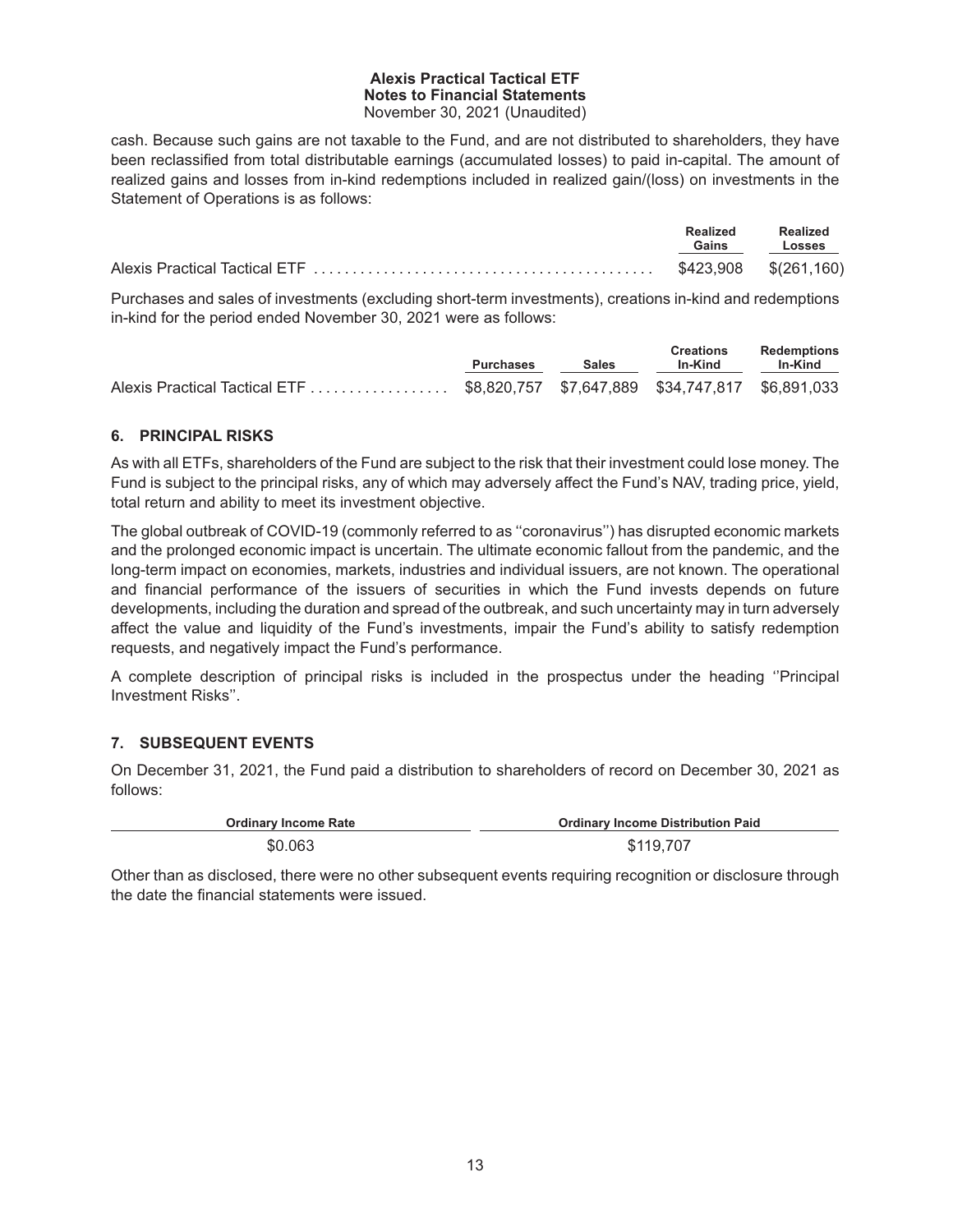**Alexis Practical Tactical ETF**
**Notes to Financial Statements**
November 30, 2021 (Unaudited)

cash. Because such gains are not taxable to the Fund, and are not distributed to shareholders, they have been reclassified from total distributable earnings (accumulated losses) to paid in-capital. The amount of realized gains and losses from in-kind redemptions included in realized gain/(loss) on investments in the Statement of Operations is as follows:

| | Realized Gains | Realized Losses |
|---|---|---|
| Alexis Practical Tactical ETF | $423,908 | $(261,160) |

Purchases and sales of investments (excluding short-term investments), creations in-kind and redemptions in-kind for the period ended November 30, 2021 were as follows:

| | Purchases | Sales | Creations In-Kind | Redemptions In-Kind |
|---|---|---|---|---|
| Alexis Practical Tactical ETF | $8,820,757 | $7,647,889 | $34,747,817 | $6,891,033 |

## 6. PRINCIPAL RISKS

As with all ETFs, shareholders of the Fund are subject to the risk that their investment could lose money. The Fund is subject to the principal risks, any of which may adversely affect the Fund's NAV, trading price, yield, total return and ability to meet its investment objective.

The global outbreak of COVID-19 (commonly referred to as ''coronavirus'') has disrupted economic markets and the prolonged economic impact is uncertain. The ultimate economic fallout from the pandemic, and the long-term impact on economies, markets, industries and individual issuers, are not known. The operational and financial performance of the issuers of securities in which the Fund invests depends on future developments, including the duration and spread of the outbreak, and such uncertainty may in turn adversely affect the value and liquidity of the Fund's investments, impair the Fund's ability to satisfy redemption requests, and negatively impact the Fund's performance.

A complete description of principal risks is included in the prospectus under the heading ''Principal Investment Risks''.

## 7. SUBSEQUENT EVENTS

On December 31, 2021, the Fund paid a distribution to shareholders of record on December 30, 2021 as follows:

| Ordinary Income Rate | Ordinary Income Distribution Paid |
|---|---|
| $0.063 | $119,707 |

Other than as disclosed, there were no other subsequent events requiring recognition or disclosure through the date the financial statements were issued.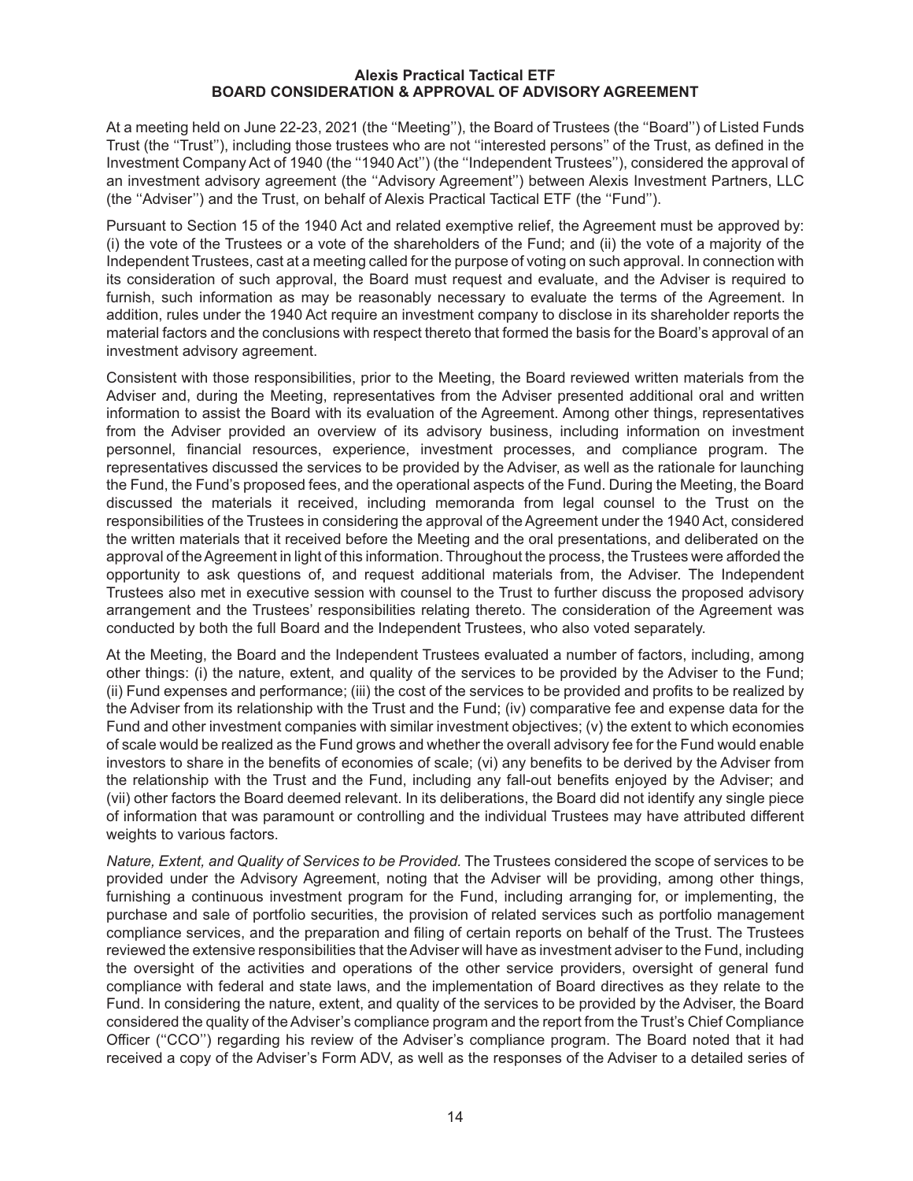**Alexis Practical Tactical ETF**
**BOARD CONSIDERATION & APPROVAL OF ADVISORY AGREEMENT**

At a meeting held on June 22-23, 2021 (the ''Meeting''), the Board of Trustees (the ''Board'') of Listed Funds Trust (the ''Trust''), including those trustees who are not ''interested persons'' of the Trust, as defined in the Investment Company Act of 1940 (the ''1940 Act'') (the ''Independent Trustees''), considered the approval of an investment advisory agreement (the ''Advisory Agreement'') between Alexis Investment Partners, LLC (the ''Adviser'') and the Trust, on behalf of Alexis Practical Tactical ETF (the ''Fund'').

Pursuant to Section 15 of the 1940 Act and related exemptive relief, the Agreement must be approved by: (i) the vote of the Trustees or a vote of the shareholders of the Fund; and (ii) the vote of a majority of the Independent Trustees, cast at a meeting called for the purpose of voting on such approval. In connection with its consideration of such approval, the Board must request and evaluate, and the Adviser is required to furnish, such information as may be reasonably necessary to evaluate the terms of the Agreement. In addition, rules under the 1940 Act require an investment company to disclose in its shareholder reports the material factors and the conclusions with respect thereto that formed the basis for the Board's approval of an investment advisory agreement.

Consistent with those responsibilities, prior to the Meeting, the Board reviewed written materials from the Adviser and, during the Meeting, representatives from the Adviser presented additional oral and written information to assist the Board with its evaluation of the Agreement. Among other things, representatives from the Adviser provided an overview of its advisory business, including information on investment personnel, financial resources, experience, investment processes, and compliance program. The representatives discussed the services to be provided by the Adviser, as well as the rationale for launching the Fund, the Fund's proposed fees, and the operational aspects of the Fund. During the Meeting, the Board discussed the materials it received, including memoranda from legal counsel to the Trust on the responsibilities of the Trustees in considering the approval of the Agreement under the 1940 Act, considered the written materials that it received before the Meeting and the oral presentations, and deliberated on the approval of the Agreement in light of this information. Throughout the process, the Trustees were afforded the opportunity to ask questions of, and request additional materials from, the Adviser. The Independent Trustees also met in executive session with counsel to the Trust to further discuss the proposed advisory arrangement and the Trustees' responsibilities relating thereto. The consideration of the Agreement was conducted by both the full Board and the Independent Trustees, who also voted separately.

At the Meeting, the Board and the Independent Trustees evaluated a number of factors, including, among other things: (i) the nature, extent, and quality of the services to be provided by the Adviser to the Fund; (ii) Fund expenses and performance; (iii) the cost of the services to be provided and profits to be realized by the Adviser from its relationship with the Trust and the Fund; (iv) comparative fee and expense data for the Fund and other investment companies with similar investment objectives; (v) the extent to which economies of scale would be realized as the Fund grows and whether the overall advisory fee for the Fund would enable investors to share in the benefits of economies of scale; (vi) any benefits to be derived by the Adviser from the relationship with the Trust and the Fund, including any fall-out benefits enjoyed by the Adviser; and (vii) other factors the Board deemed relevant. In its deliberations, the Board did not identify any single piece of information that was paramount or controlling and the individual Trustees may have attributed different weights to various factors.

*Nature, Extent, and Quality of Services to be Provided.* The Trustees considered the scope of services to be provided under the Advisory Agreement, noting that the Adviser will be providing, among other things, furnishing a continuous investment program for the Fund, including arranging for, or implementing, the purchase and sale of portfolio securities, the provision of related services such as portfolio management compliance services, and the preparation and filing of certain reports on behalf of the Trust. The Trustees reviewed the extensive responsibilities that the Adviser will have as investment adviser to the Fund, including the oversight of the activities and operations of the other service providers, oversight of general fund compliance with federal and state laws, and the implementation of Board directives as they relate to the Fund. In considering the nature, extent, and quality of the services to be provided by the Adviser, the Board considered the quality of the Adviser's compliance program and the report from the Trust's Chief Compliance Officer (''CCO'') regarding his review of the Adviser's compliance program. The Board noted that it had received a copy of the Adviser's Form ADV, as well as the responses of the Adviser to a detailed series of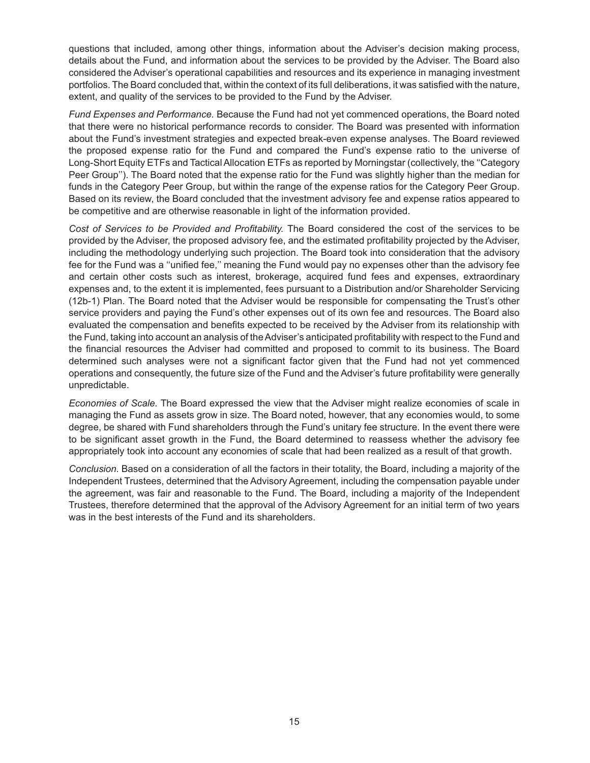questions that included, among other things, information about the Adviser's decision making process, details about the Fund, and information about the services to be provided by the Adviser. The Board also considered the Adviser's operational capabilities and resources and its experience in managing investment portfolios. The Board concluded that, within the context of its full deliberations, it was satisfied with the nature, extent, and quality of the services to be provided to the Fund by the Adviser.

*Fund Expenses and Performance.* Because the Fund had not yet commenced operations, the Board noted that there were no historical performance records to consider. The Board was presented with information about the Fund's investment strategies and expected break-even expense analyses. The Board reviewed the proposed expense ratio for the Fund and compared the Fund's expense ratio to the universe of Long-Short Equity ETFs and Tactical Allocation ETFs as reported by Morningstar (collectively, the ''Category Peer Group''). The Board noted that the expense ratio for the Fund was slightly higher than the median for funds in the Category Peer Group, but within the range of the expense ratios for the Category Peer Group. Based on its review, the Board concluded that the investment advisory fee and expense ratios appeared to be competitive and are otherwise reasonable in light of the information provided.

*Cost of Services to be Provided and Profitability.* The Board considered the cost of the services to be provided by the Adviser, the proposed advisory fee, and the estimated profitability projected by the Adviser, including the methodology underlying such projection. The Board took into consideration that the advisory fee for the Fund was a ''unified fee,'' meaning the Fund would pay no expenses other than the advisory fee and certain other costs such as interest, brokerage, acquired fund fees and expenses, extraordinary expenses and, to the extent it is implemented, fees pursuant to a Distribution and/or Shareholder Servicing (12b-1) Plan. The Board noted that the Adviser would be responsible for compensating the Trust's other service providers and paying the Fund's other expenses out of its own fee and resources. The Board also evaluated the compensation and benefits expected to be received by the Adviser from its relationship with the Fund, taking into account an analysis of the Adviser's anticipated profitability with respect to the Fund and the financial resources the Adviser had committed and proposed to commit to its business. The Board determined such analyses were not a significant factor given that the Fund had not yet commenced operations and consequently, the future size of the Fund and the Adviser's future profitability were generally unpredictable.

*Economies of Scale.* The Board expressed the view that the Adviser might realize economies of scale in managing the Fund as assets grow in size. The Board noted, however, that any economies would, to some degree, be shared with Fund shareholders through the Fund's unitary fee structure. In the event there were to be significant asset growth in the Fund, the Board determined to reassess whether the advisory fee appropriately took into account any economies of scale that had been realized as a result of that growth.

*Conclusion.* Based on a consideration of all the factors in their totality, the Board, including a majority of the Independent Trustees, determined that the Advisory Agreement, including the compensation payable under the agreement, was fair and reasonable to the Fund. The Board, including a majority of the Independent Trustees, therefore determined that the approval of the Advisory Agreement for an initial term of two years was in the best interests of the Fund and its shareholders.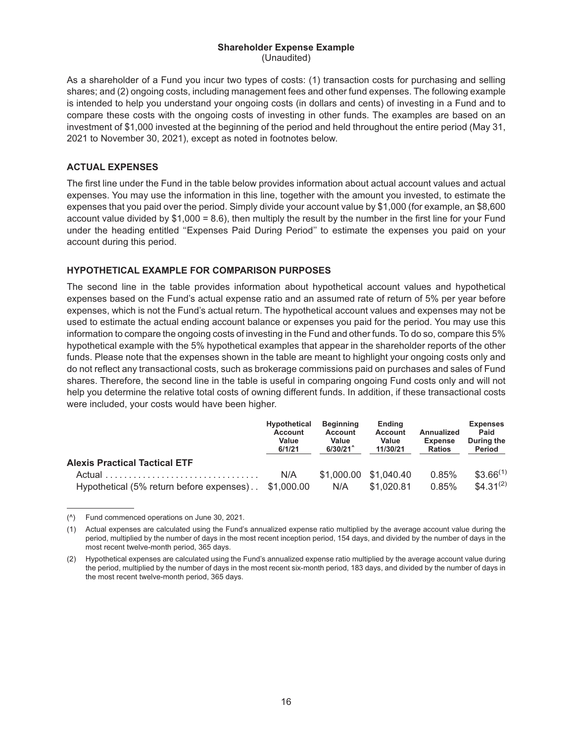# Shareholder Expense Example

(Unaudited)

As a shareholder of a Fund you incur two types of costs: (1) transaction costs for purchasing and selling shares; and (2) ongoing costs, including management fees and other fund expenses. The following example is intended to help you understand your ongoing costs (in dollars and cents) of investing in a Fund and to compare these costs with the ongoing costs of investing in other funds. The examples are based on an investment of $1,000 invested at the beginning of the period and held throughout the entire period (May 31, 2021 to November 30, 2021), except as noted in footnotes below.

## ACTUAL EXPENSES

The first line under the Fund in the table below provides information about actual account values and actual expenses. You may use the information in this line, together with the amount you invested, to estimate the expenses that you paid over the period. Simply divide your account value by $1,000 (for example, an $8,600 account value divided by $1,000 = 8.6), then multiply the result by the number in the first line for your Fund under the heading entitled ''Expenses Paid During Period'' to estimate the expenses you paid on your account during this period.

## HYPOTHETICAL EXAMPLE FOR COMPARISON PURPOSES

The second line in the table provides information about hypothetical account values and hypothetical expenses based on the Fund's actual expense ratio and an assumed rate of return of 5% per year before expenses, which is not the Fund's actual return. The hypothetical account values and expenses may not be used to estimate the actual ending account balance or expenses you paid for the period. You may use this information to compare the ongoing costs of investing in the Fund and other funds. To do so, compare this 5% hypothetical example with the 5% hypothetical examples that appear in the shareholder reports of the other funds. Please note that the expenses shown in the table are meant to highlight your ongoing costs only and do not reflect any transactional costs, such as brokerage commissions paid on purchases and sales of Fund shares. Therefore, the second line in the table is useful in comparing ongoing Fund costs only and will not help you determine the relative total costs of owning different funds. In addition, if these transactional costs were included, your costs would have been higher.

| | Hypothetical Account Value 6/1/21 | Beginning Account Value 6/30/21^ | Ending Account Value 11/30/21 | Annualized Expense Ratios | Expenses Paid During the Period |
|---|---|---|---|---|---|
| **Alexis Practical Tactical ETF** | | | | | |
| Actual | N/A | $1,000.00 | $1,040.40 | 0.85% | $3.66[(1)] |
| Hypothetical (5% return before expenses) | $1,000.00 | N/A | $1,020.81 | 0.85% | $4.31[(2)] |

(^) Fund commenced operations on June 30, 2021.

(1) Actual expenses are calculated using the Fund's annualized expense ratio multiplied by the average account value during the period, multiplied by the number of days in the most recent inception period, 154 days, and divided by the number of days in the most recent twelve-month period, 365 days.

(2) Hypothetical expenses are calculated using the Fund's annualized expense ratio multiplied by the average account value during the period, multiplied by the number of days in the most recent six-month period, 183 days, and divided by the number of days in the most recent twelve-month period, 365 days.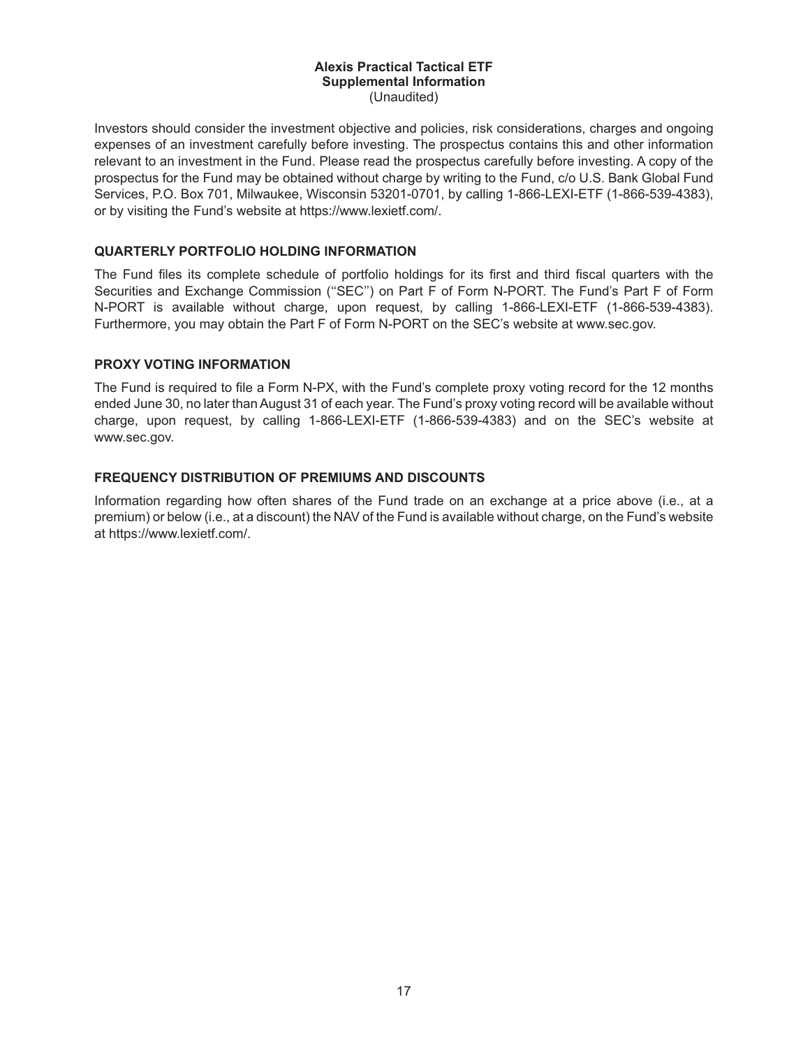# Alexis Practical Tactical ETF
## Supplemental Information
(Unaudited)

Investors should consider the investment objective and policies, risk considerations, charges and ongoing expenses of an investment carefully before investing. The prospectus contains this and other information relevant to an investment in the Fund. Please read the prospectus carefully before investing. A copy of the prospectus for the Fund may be obtained without charge by writing to the Fund, c/o U.S. Bank Global Fund Services, P.O. Box 701, Milwaukee, Wisconsin 53201-0701, by calling 1-866-LEXI-ETF (1-866-539-4383), or by visiting the Fund's website at https://www.lexietf.com/.

### QUARTERLY PORTFOLIO HOLDING INFORMATION

The Fund files its complete schedule of portfolio holdings for its first and third fiscal quarters with the Securities and Exchange Commission (''SEC'') on Part F of Form N-PORT. The Fund's Part F of Form N-PORT is available without charge, upon request, by calling 1-866-LEXI-ETF (1-866-539-4383). Furthermore, you may obtain the Part F of Form N-PORT on the SEC's website at www.sec.gov.

### PROXY VOTING INFORMATION

The Fund is required to file a Form N-PX, with the Fund's complete proxy voting record for the 12 months ended June 30, no later than August 31 of each year. The Fund's proxy voting record will be available without charge, upon request, by calling 1-866-LEXI-ETF (1-866-539-4383) and on the SEC's website at www.sec.gov.

### FREQUENCY DISTRIBUTION OF PREMIUMS AND DISCOUNTS

Information regarding how often shares of the Fund trade on an exchange at a price above (i.e., at a premium) or below (i.e., at a discount) the NAV of the Fund is available without charge, on the Fund's website at https://www.lexietf.com/.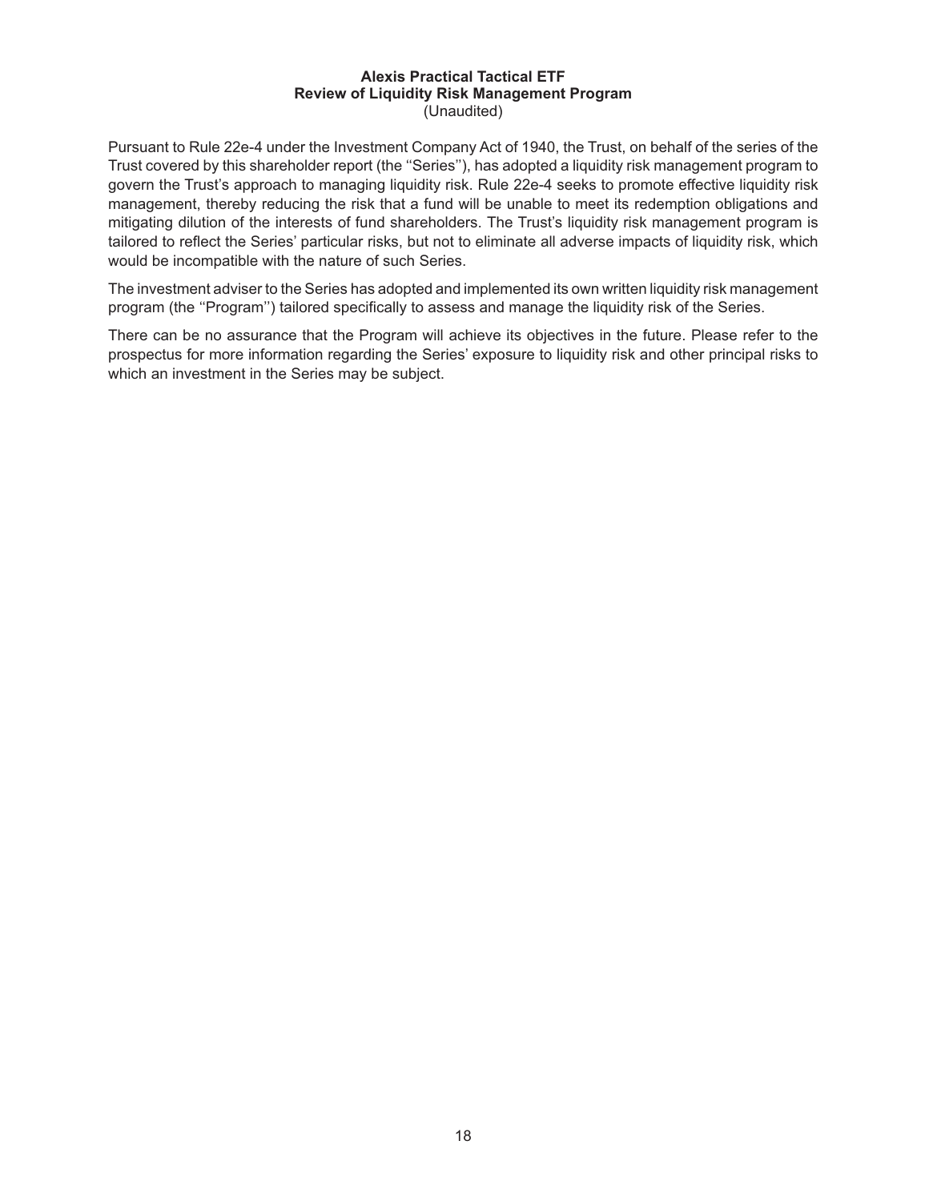# Alexis Practical Tactical ETF
## Review of Liquidity Risk Management Program
(Unaudited)

Pursuant to Rule 22e-4 under the Investment Company Act of 1940, the Trust, on behalf of the series of the Trust covered by this shareholder report (the ''Series''), has adopted a liquidity risk management program to govern the Trust's approach to managing liquidity risk. Rule 22e-4 seeks to promote effective liquidity risk management, thereby reducing the risk that a fund will be unable to meet its redemption obligations and mitigating dilution of the interests of fund shareholders. The Trust's liquidity risk management program is tailored to reflect the Series' particular risks, but not to eliminate all adverse impacts of liquidity risk, which would be incompatible with the nature of such Series.

The investment adviser to the Series has adopted and implemented its own written liquidity risk management program (the ''Program'') tailored specifically to assess and manage the liquidity risk of the Series.

There can be no assurance that the Program will achieve its objectives in the future. Please refer to the prospectus for more information regarding the Series' exposure to liquidity risk and other principal risks to which an investment in the Series may be subject.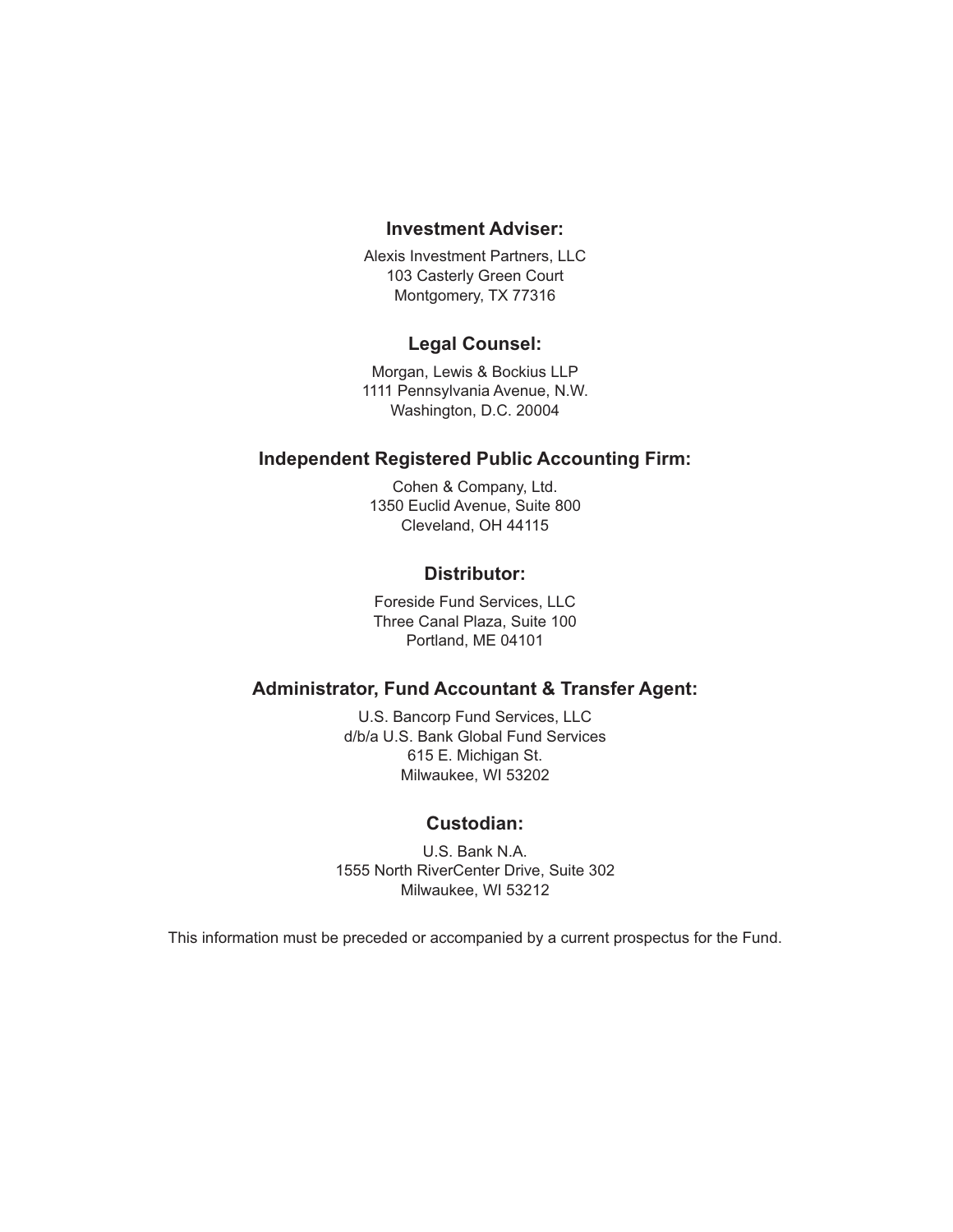**Investment Adviser:**

Alexis Investment Partners, LLC
103 Casterly Green Court
Montgomery, TX 77316

**Legal Counsel:**

Morgan, Lewis & Bockius LLP
1111 Pennsylvania Avenue, N.W.
Washington, D.C. 20004

**Independent Registered Public Accounting Firm:**

Cohen & Company, Ltd.
1350 Euclid Avenue, Suite 800
Cleveland, OH 44115

**Distributor:**

Foreside Fund Services, LLC
Three Canal Plaza, Suite 100
Portland, ME 04101

**Administrator, Fund Accountant & Transfer Agent:**

U.S. Bancorp Fund Services, LLC
d/b/a U.S. Bank Global Fund Services
615 E. Michigan St.
Milwaukee, WI 53202

**Custodian:**

U.S. Bank N.A.
1555 North RiverCenter Drive, Suite 302
Milwaukee, WI 53212

This information must be preceded or accompanied by a current prospectus for the Fund.